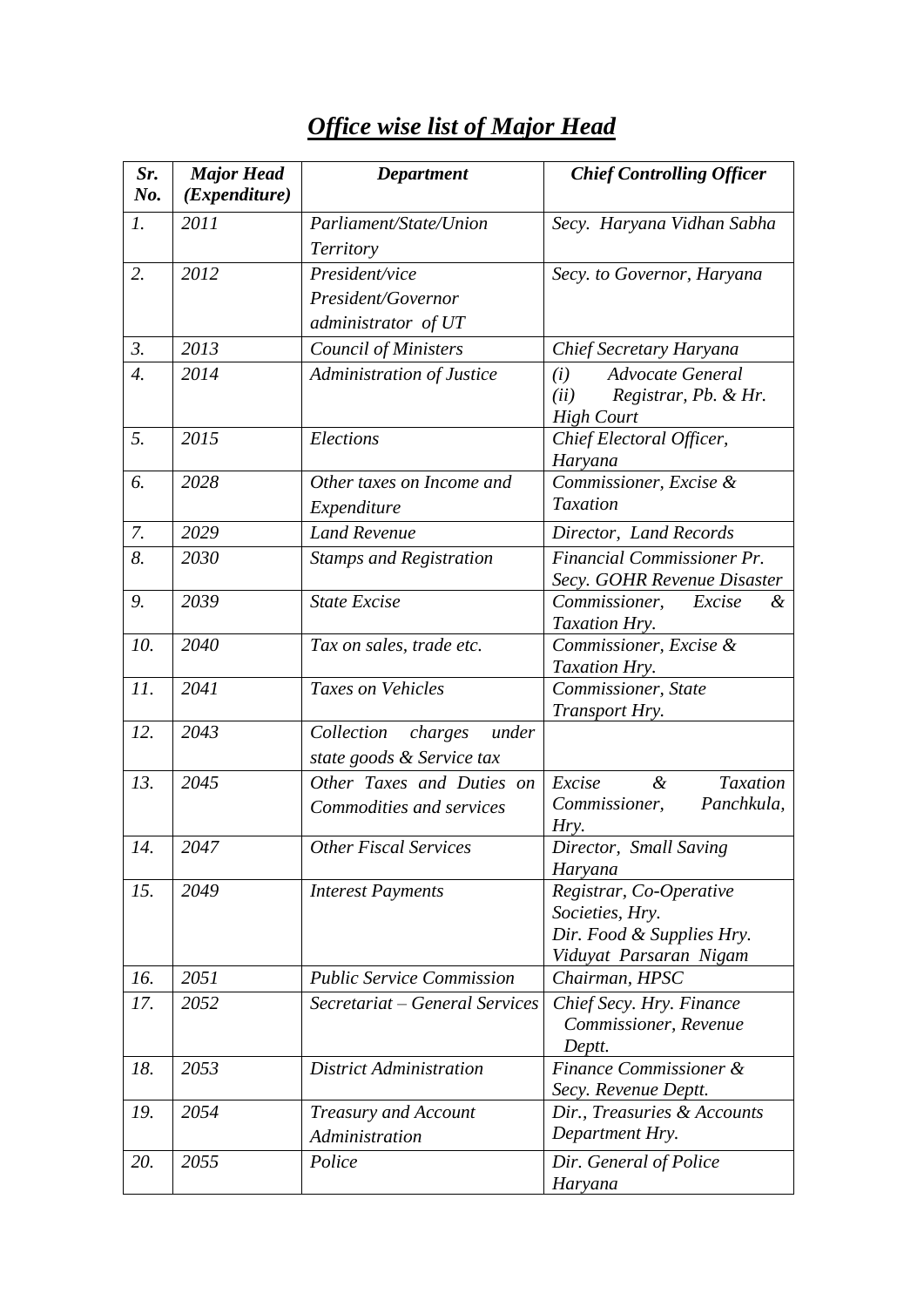# ***Office wise list of Major Head***

| *Sr. No.* | *Major Head (Expenditure)* | *Department* | *Chief Controlling Officer* |
|---|---|---|---|
| *1.* | *2011* | *Parliament/State/Union Territory* | *Secy. Haryana Vidhan Sabha* |
| *2.* | *2012* | *President/vice President/Governor administrator of UT* | *Secy. to Governor, Haryana* |
| *3.* | *2013* | *Council of Ministers* | *Chief Secretary Haryana* |
| *4.* | *2014* | *Administration of Justice* | *(i) Advocate General*<br>*(ii) Registrar, Pb. & Hr. High Court* |
| *5.* | *2015* | *Elections* | *Chief Electoral Officer, Haryana* |
| *6.* | *2028* | *Other taxes on Income and Expenditure* | *Commissioner, Excise & Taxation* |
| *7.* | *2029* | *Land Revenue* | *Director, Land Records* |
| *8.* | *2030* | *Stamps and Registration* | *Financial Commissioner Pr. Secy. GOHR Revenue Disaster* |
| *9.* | *2039* | *State Excise* | *Commissioner, Excise & Taxation Hry.* |
| *10.* | *2040* | *Tax on sales, trade etc.* | *Commissioner, Excise & Taxation Hry.* |
| *11.* | *2041* | *Taxes on Vehicles* | *Commissioner, State Transport Hry.* |
| *12.* | *2043* | *Collection charges under state goods & Service tax* | |
| *13.* | *2045* | *Other Taxes and Duties on Commodities and services* | *Excise & Taxation Commissioner, Panchkula, Hry.* |
| *14.* | *2047* | *Other Fiscal Services* | *Director, Small Saving Haryana* |
| *15.* | *2049* | *Interest Payments* | *Registrar, Co-Operative Societies, Hry.*<br>*Dir. Food & Supplies Hry.*<br>*Viduyat Parsaran Nigam* |
| *16.* | *2051* | *Public Service Commission* | *Chairman, HPSC* |
| *17.* | *2052* | *Secretariat – General Services* | *Chief Secy. Hry. Finance Commissioner, Revenue Deptt.* |
| *18.* | *2053* | *District Administration* | *Finance Commissioner & Secy. Revenue Deptt.* |
| *19.* | *2054* | *Treasury and Account Administration* | *Dir., Treasuries & Accounts Department Hry.* |
| *20.* | *2055* | *Police* | *Dir. General of Police Haryana* |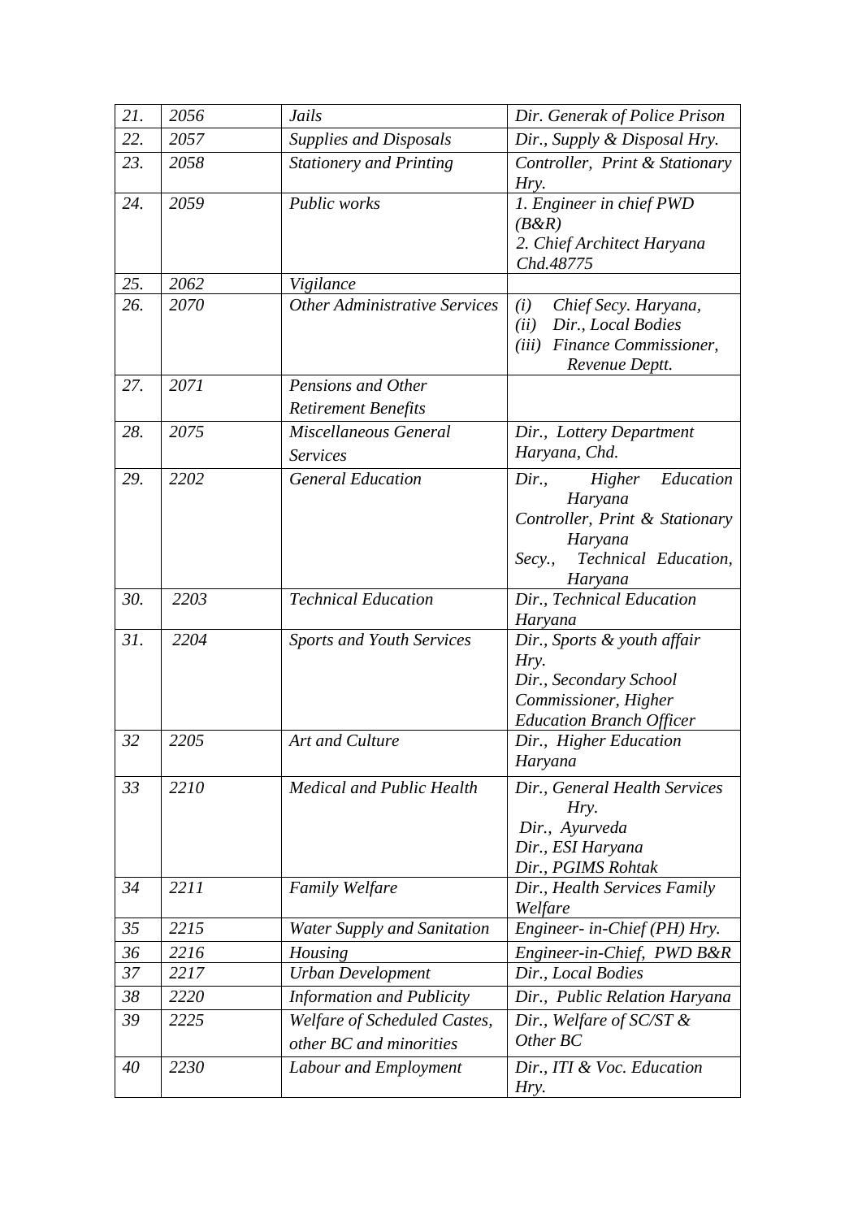| | | | |
|---|---|---|---|
| *21.* | *2056* | *Jails* | *Dir. Generak of Police Prison* |
| *22.* | *2057* | *Supplies and Disposals* | *Dir., Supply & Disposal Hry.* |
| *23.* | *2058* | *Stationery and Printing* | *Controller, Print & Stationary Hry.* |
| *24.* | *2059* | *Public works* | *1. Engineer in chief PWD (B&R)*<br>*2. Chief Architect Haryana Chd.48775* |
| *25.* | *2062* | *Vigilance* | |
| *26.* | *2070* | *Other Administrative Services* | *(i) Chief Secy. Haryana,*<br>*(ii) Dir., Local Bodies*<br>*(iii) Finance Commissioner, Revenue Deptt.* |
| *27.* | *2071* | *Pensions and Other Retirement Benefits* | |
| *28.* | *2075* | *Miscellaneous General Services* | *Dir., Lottery Department Haryana, Chd.* |
| *29.* | *2202* | *General Education* | *Dir., Higher Education Haryana*<br>*Controller, Print & Stationary Haryana*<br>*Secy., Technical Education, Haryana* |
| *30.* | *2203* | *Technical Education* | *Dir., Technical Education Haryana* |
| *31.* | *2204* | *Sports and Youth Services* | *Dir., Sports & youth affair Hry.*<br>*Dir., Secondary School Commissioner, Higher Education Branch Officer* |
| *32* | *2205* | *Art and Culture* | *Dir., Higher Education Haryana* |
| *33* | *2210* | *Medical and Public Health* | *Dir., General Health Services Hry.*<br>*Dir., Ayurveda*<br>*Dir., ESI Haryana*<br>*Dir., PGIMS Rohtak* |
| *34* | *2211* | *Family Welfare* | *Dir., Health Services Family Welfare* |
| *35* | *2215* | *Water Supply and Sanitation* | *Engineer- in-Chief (PH) Hry.* |
| *36* | *2216* | *Housing* | *Engineer-in-Chief, PWD B&R* |
| *37* | *2217* | *Urban Development* | *Dir., Local Bodies* |
| *38* | *2220* | *Information and Publicity* | *Dir., Public Relation Haryana* |
| *39* | *2225* | *Welfare of Scheduled Castes, other BC and minorities* | *Dir., Welfare of SC/ST & Other BC* |
| *40* | *2230* | *Labour and Employment* | *Dir., ITI & Voc. Education Hry.* |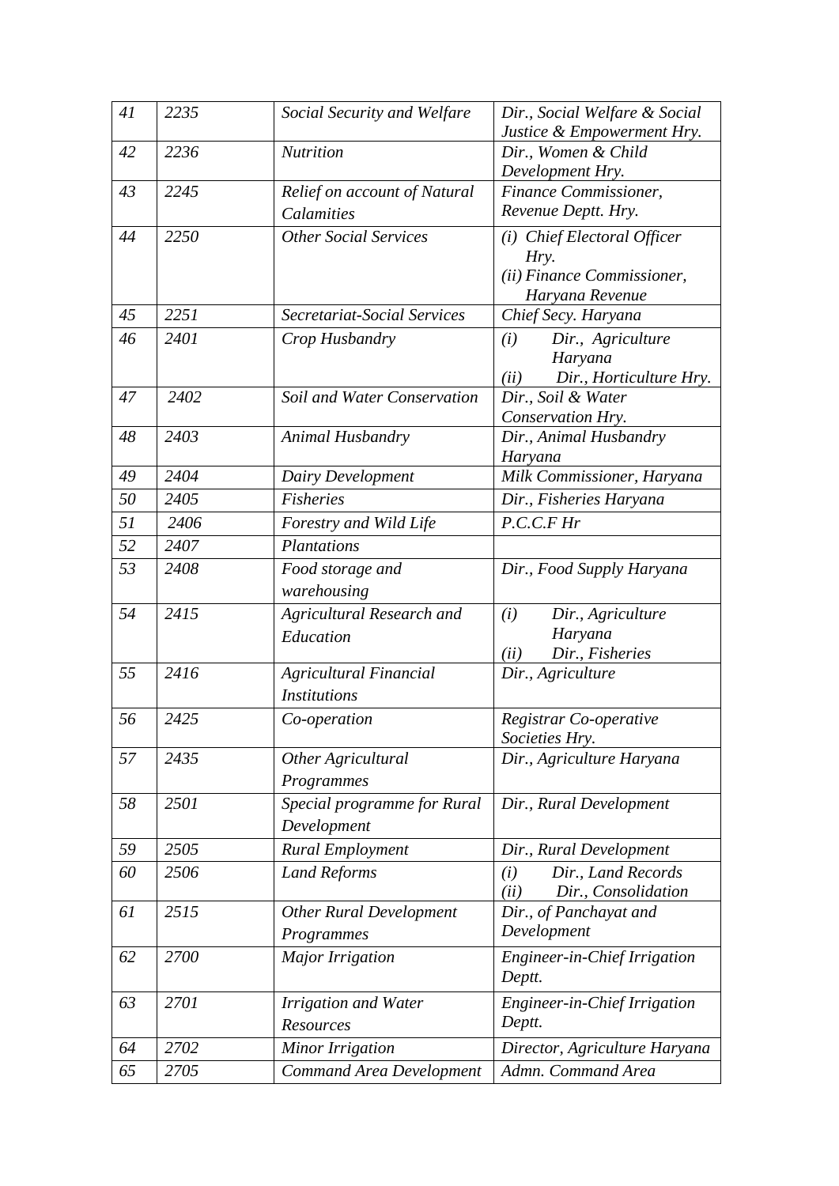| | | | |
|---|---|---|---|
| *41* | *2235* | *Social Security and Welfare* | *Dir., Social Welfare & Social Justice & Empowerment Hry.* |
| *42* | *2236* | *Nutrition* | *Dir., Women & Child Development Hry.* |
| *43* | *2245* | *Relief on account of Natural Calamities* | *Finance Commissioner, Revenue Deptt. Hry.* |
| *44* | *2250* | *Other Social Services* | *(i) Chief Electoral Officer Hry.*<br>*(ii) Finance Commissioner, Haryana Revenue* |
| *45* | *2251* | *Secretariat-Social Services* | *Chief Secy. Haryana* |
| *46* | *2401* | *Crop Husbandry* | *(i) Dir., Agriculture Haryana*<br>*(ii) Dir., Horticulture Hry.* |
| *47* | *2402* | *Soil and Water Conservation* | *Dir., Soil & Water Conservation Hry.* |
| *48* | *2403* | *Animal Husbandry* | *Dir., Animal Husbandry Haryana* |
| *49* | *2404* | *Dairy Development* | *Milk Commissioner, Haryana* |
| *50* | *2405* | *Fisheries* | *Dir., Fisheries Haryana* |
| *51* | *2406* | *Forestry and Wild Life* | *P.C.C.F Hr* |
| *52* | *2407* | *Plantations* | |
| *53* | *2408* | *Food storage and warehousing* | *Dir., Food Supply Haryana* |
| *54* | *2415* | *Agricultural Research and Education* | *(i) Dir., Agriculture Haryana*<br>*(ii) Dir., Fisheries* |
| *55* | *2416* | *Agricultural Financial Institutions* | *Dir., Agriculture* |
| *56* | *2425* | *Co-operation* | *Registrar Co-operative Societies Hry.* |
| *57* | *2435* | *Other Agricultural Programmes* | *Dir., Agriculture Haryana* |
| *58* | *2501* | *Special programme for Rural Development* | *Dir., Rural Development* |
| *59* | *2505* | *Rural Employment* | *Dir., Rural Development* |
| *60* | *2506* | *Land Reforms* | *(i) Dir., Land Records*<br>*(ii) Dir., Consolidation* |
| *61* | *2515* | *Other Rural Development Programmes* | *Dir., of Panchayat and Development* |
| *62* | *2700* | *Major Irrigation* | *Engineer-in-Chief Irrigation Deptt.* |
| *63* | *2701* | *Irrigation and Water Resources* | *Engineer-in-Chief Irrigation Deptt.* |
| *64* | *2702* | *Minor Irrigation* | *Director, Agriculture Haryana* |
| *65* | *2705* | *Command Area Development* | *Admn. Command Area* |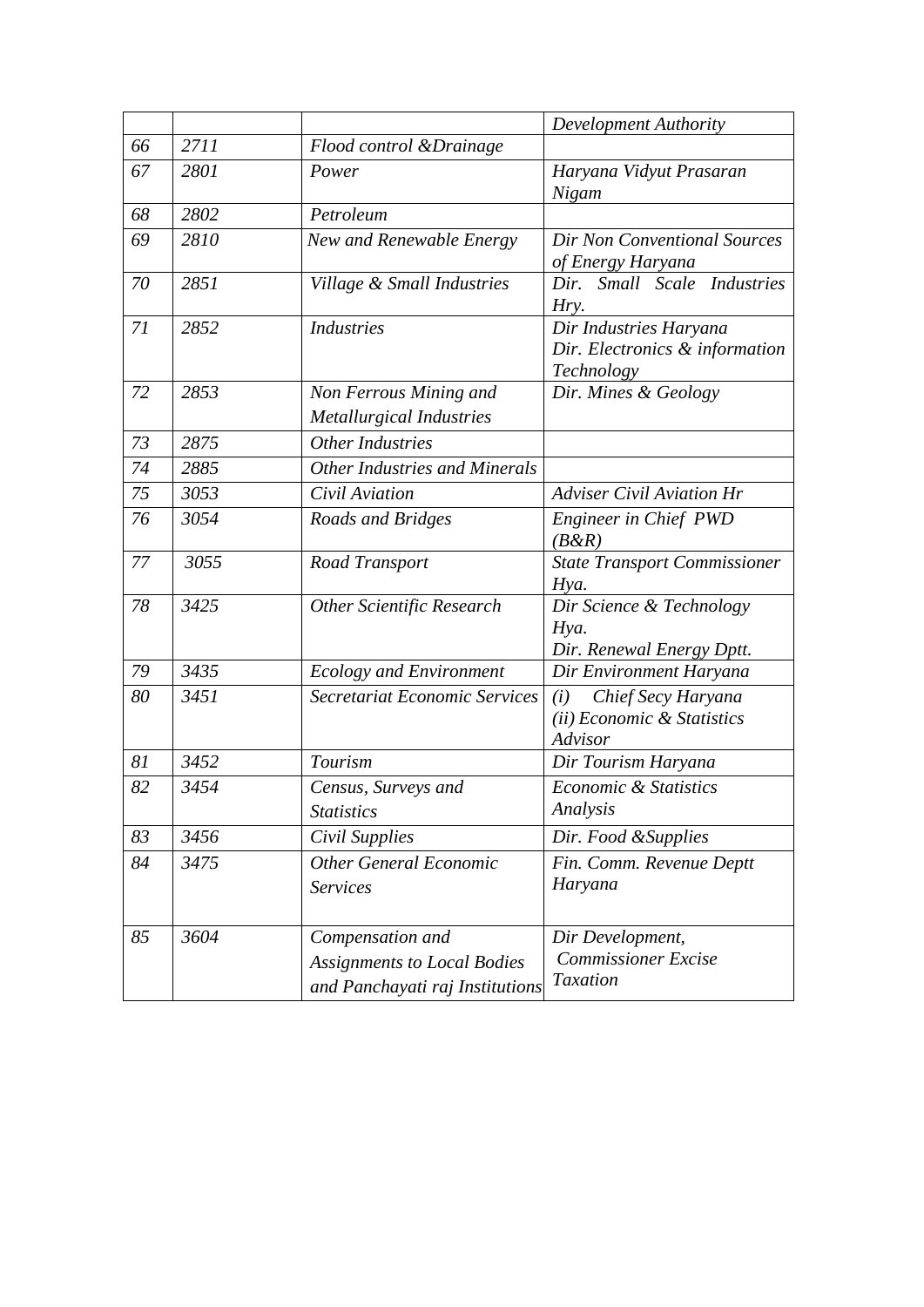| | | | |
|---|---|---|---|
| | | | *Development Authority* |
| *66* | *2711* | *Flood control &Drainage* | |
| *67* | *2801* | *Power* | *Haryana Vidyut Prasaran Nigam* |
| *68* | *2802* | *Petroleum* | |
| *69* | *2810* | *New and Renewable Energy* | *Dir Non Conventional Sources of Energy Haryana* |
| *70* | *2851* | *Village & Small Industries* | *Dir. Small Scale Industries Hry.* |
| *71* | *2852* | *Industries* | *Dir Industries Haryana*<br>*Dir. Electronics & information Technology* |
| *72* | *2853* | *Non Ferrous Mining and Metallurgical Industries* | *Dir. Mines & Geology* |
| *73* | *2875* | *Other Industries* | |
| *74* | *2885* | *Other Industries and Minerals* | |
| *75* | *3053* | *Civil Aviation* | *Adviser Civil Aviation Hr* |
| *76* | *3054* | *Roads and Bridges* | *Engineer in Chief PWD (B&R)* |
| *77* | *3055* | *Road Transport* | *State Transport Commissioner Hya.* |
| *78* | *3425* | *Other Scientific Research* | *Dir Science & Technology Hya.*<br>*Dir. Renewal Energy Dptt.* |
| *79* | *3435* | *Ecology and Environment* | *Dir Environment Haryana* |
| *80* | *3451* | *Secretariat Economic Services* | *(i) Chief Secy Haryana*<br>*(ii) Economic & Statistics Advisor* |
| *81* | *3452* | *Tourism* | *Dir Tourism Haryana* |
| *82* | *3454* | *Census, Surveys and Statistics* | *Economic & Statistics Analysis* |
| *83* | *3456* | *Civil Supplies* | *Dir. Food &Supplies* |
| *84* | *3475* | *Other General Economic Services* | *Fin. Comm. Revenue Deptt Haryana* |
| *85* | *3604* | *Compensation and Assignments to Local Bodies and Panchayati raj Institutions* | *Dir Development,*<br>*Commissioner Excise Taxation* |